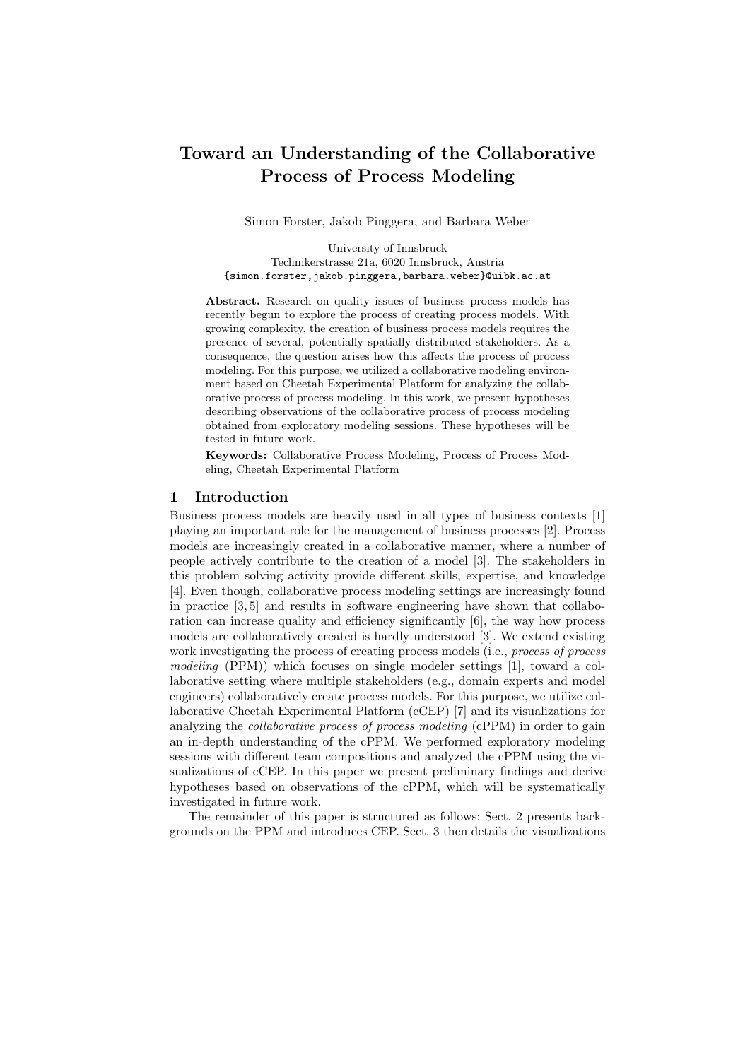# Toward an Understanding of the Collaborative Process of Process Modeling

Simon Forster, Jakob Pinggera, and Barbara Weber

University of Innsbruck
Technikerstrasse 21a, 6020 Innsbruck, Austria
{simon.forster,jakob.pinggera,barbara.weber}@uibk.ac.at

**Abstract.** Research on quality issues of business process models has recently begun to explore the process of creating process models. With growing complexity, the creation of business process models requires the presence of several, potentially spatially distributed stakeholders. As a consequence, the question arises how this affects the process of process modeling. For this purpose, we utilized a collaborative modeling environment based on Cheetah Experimental Platform for analyzing the collaborative process of process modeling. In this work, we present hypotheses describing observations of the collaborative process of process modeling obtained from exploratory modeling sessions. These hypotheses will be tested in future work.

**Keywords:** Collaborative Process Modeling, Process of Process Modeling, Cheetah Experimental Platform

## 1 Introduction

Business process models are heavily used in all types of business contexts [1] playing an important role for the management of business processes [2]. Process models are increasingly created in a collaborative manner, where a number of people actively contribute to the creation of a model [3]. The stakeholders in this problem solving activity provide different skills, expertise, and knowledge [4]. Even though, collaborative process modeling settings are increasingly found in practice [3, 5] and results in software engineering have shown that collaboration can increase quality and efficiency significantly [6], the way how process models are collaboratively created is hardly understood [3]. We extend existing work investigating the process of creating process models (i.e., *process of process modeling* (PPM)) which focuses on single modeler settings [1], toward a collaborative setting where multiple stakeholders (e.g., domain experts and model engineers) collaboratively create process models. For this purpose, we utilize collaborative Cheetah Experimental Platform (cCEP) [7] and its visualizations for analyzing the *collaborative process of process modeling* (cPPM) in order to gain an in-depth understanding of the cPPM. We performed exploratory modeling sessions with different team compositions and analyzed the cPPM using the visualizations of cCEP. In this paper we present preliminary findings and derive hypotheses based on observations of the cPPM, which will be systematically investigated in future work.

The remainder of this paper is structured as follows: Sect. 2 presents backgrounds on the PPM and introduces CEP. Sect. 3 then details the visualizations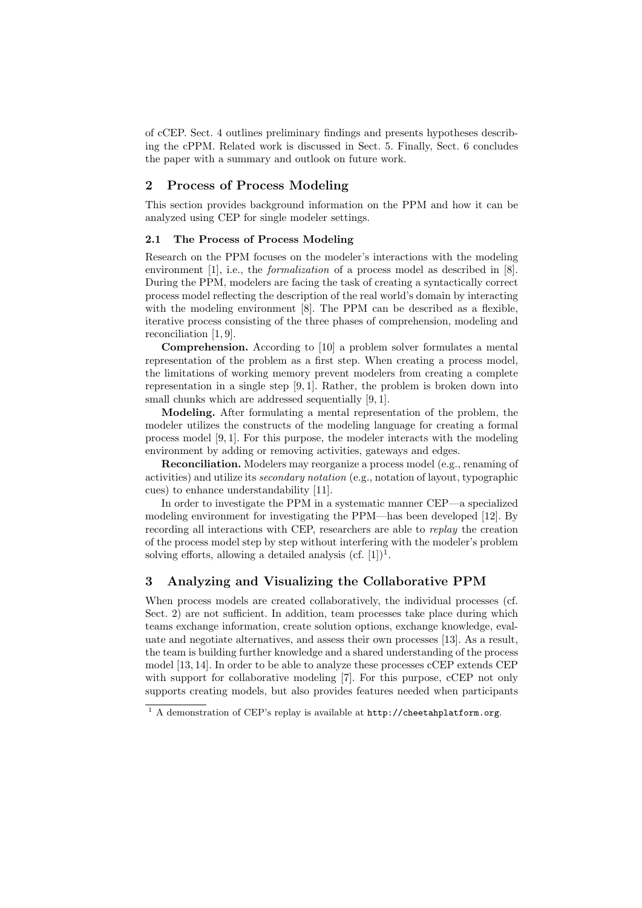of cCEP. Sect. 4 outlines preliminary findings and presents hypotheses describing the cPPM. Related work is discussed in Sect. 5. Finally, Sect. 6 concludes the paper with a summary and outlook on future work.

## 2 Process of Process Modeling

This section provides background information on the PPM and how it can be analyzed using CEP for single modeler settings.

### 2.1 The Process of Process Modeling

Research on the PPM focuses on the modeler's interactions with the modeling environment [1], i.e., the *formalization* of a process model as described in [8]. During the PPM, modelers are facing the task of creating a syntactically correct process model reflecting the description of the real world's domain by interacting with the modeling environment [8]. The PPM can be described as a flexible, iterative process consisting of the three phases of comprehension, modeling and reconciliation [1, 9].

**Comprehension.** According to [10] a problem solver formulates a mental representation of the problem as a first step. When creating a process model, the limitations of working memory prevent modelers from creating a complete representation in a single step [9, 1]. Rather, the problem is broken down into small chunks which are addressed sequentially [9, 1].

**Modeling.** After formulating a mental representation of the problem, the modeler utilizes the constructs of the modeling language for creating a formal process model [9, 1]. For this purpose, the modeler interacts with the modeling environment by adding or removing activities, gateways and edges.

**Reconciliation.** Modelers may reorganize a process model (e.g., renaming of activities) and utilize its *secondary notation* (e.g., notation of layout, typographic cues) to enhance understandability [11].

In order to investigate the PPM in a systematic manner CEP—a specialized modeling environment for investigating the PPM—has been developed [12]. By recording all interactions with CEP, researchers are able to *replay* the creation of the process model step by step without interfering with the modeler's problem solving efforts, allowing a detailed analysis (cf. [1])[1].

## 3 Analyzing and Visualizing the Collaborative PPM

When process models are created collaboratively, the individual processes (cf. Sect. 2) are not sufficient. In addition, team processes take place during which teams exchange information, create solution options, exchange knowledge, evaluate and negotiate alternatives, and assess their own processes [13]. As a result, the team is building further knowledge and a shared understanding of the process model [13, 14]. In order to be able to analyze these processes cCEP extends CEP with support for collaborative modeling [7]. For this purpose, cCEP not only supports creating models, but also provides features needed when participants

[1] A demonstration of CEP's replay is available at `http://cheetahplatform.org`.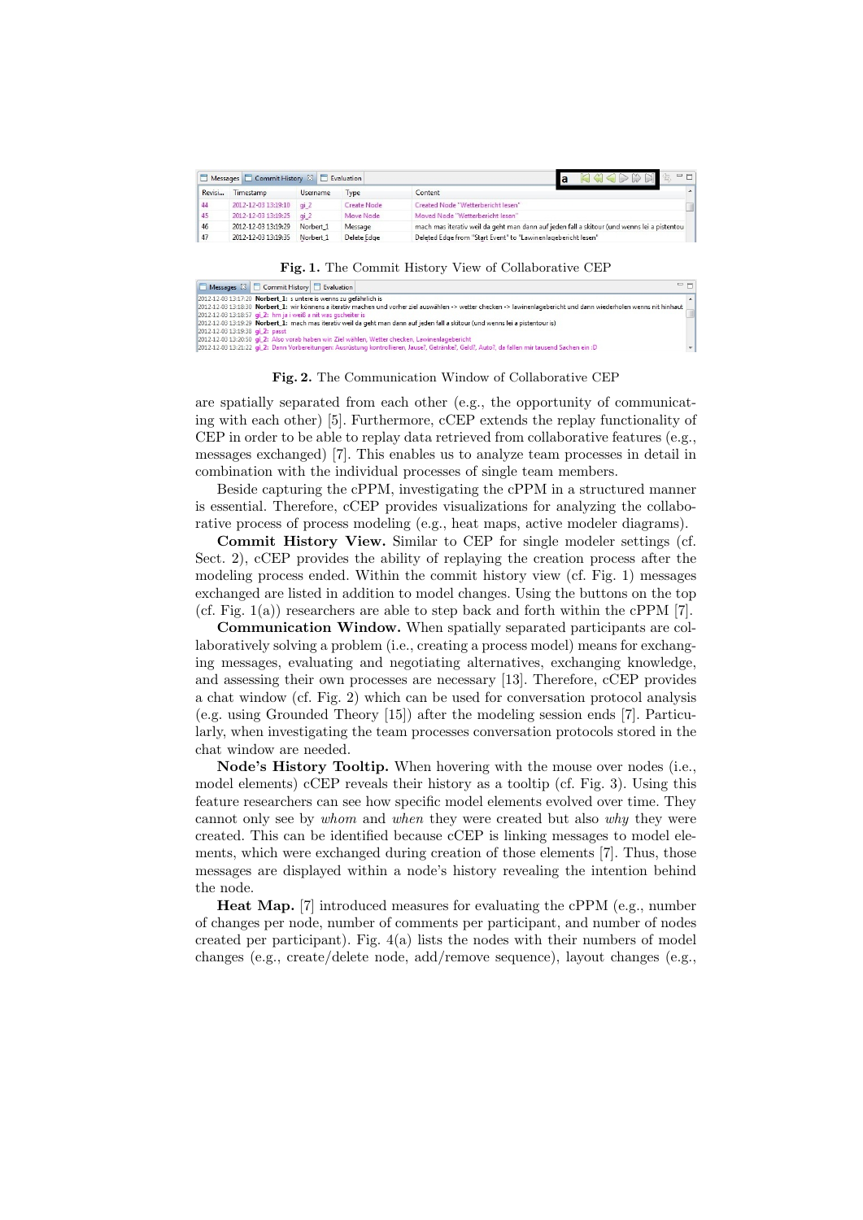**Fig. 1.** The Commit History View of Collaborative CEP

**Fig. 2.** The Communication Window of Collaborative CEP

are spatially separated from each other (e.g., the opportunity of communicating with each other) [5]. Furthermore, cCEP extends the replay functionality of CEP in order to be able to replay data retrieved from collaborative features (e.g., messages exchanged) [7]. This enables us to analyze team processes in detail in combination with the individual processes of single team members.

Beside capturing the cPPM, investigating the cPPM in a structured manner is essential. Therefore, cCEP provides visualizations for analyzing the collaborative process of process modeling (e.g., heat maps, active modeler diagrams).

**Commit History View.** Similar to CEP for single modeler settings (cf. Sect. 2), cCEP provides the ability of replaying the creation process after the modeling process ended. Within the commit history view (cf. Fig. 1) messages exchanged are listed in addition to model changes. Using the buttons on the top (cf. Fig. 1(a)) researchers are able to step back and forth within the cPPM [7].

**Communication Window.** When spatially separated participants are collaboratively solving a problem (i.e., creating a process model) means for exchanging messages, evaluating and negotiating alternatives, exchanging knowledge, and assessing their own processes are necessary [13]. Therefore, cCEP provides a chat window (cf. Fig. 2) which can be used for conversation protocol analysis (e.g. using Grounded Theory [15]) after the modeling session ends [7]. Particularly, when investigating the team processes conversation protocols stored in the chat window are needed.

**Node's History Tooltip.** When hovering with the mouse over nodes (i.e., model elements) cCEP reveals their history as a tooltip (cf. Fig. 3). Using this feature researchers can see how specific model elements evolved over time. They cannot only see by *whom* and *when* they were created but also *why* they were created. This can be identified because cCEP is linking messages to model elements, which were exchanged during creation of those elements [7]. Thus, those messages are displayed within a node's history revealing the intention behind the node.

**Heat Map.** [7] introduced measures for evaluating the cPPM (e.g., number of changes per node, number of comments per participant, and number of nodes created per participant). Fig. 4(a) lists the nodes with their numbers of model changes (e.g., create/delete node, add/remove sequence), layout changes (e.g.,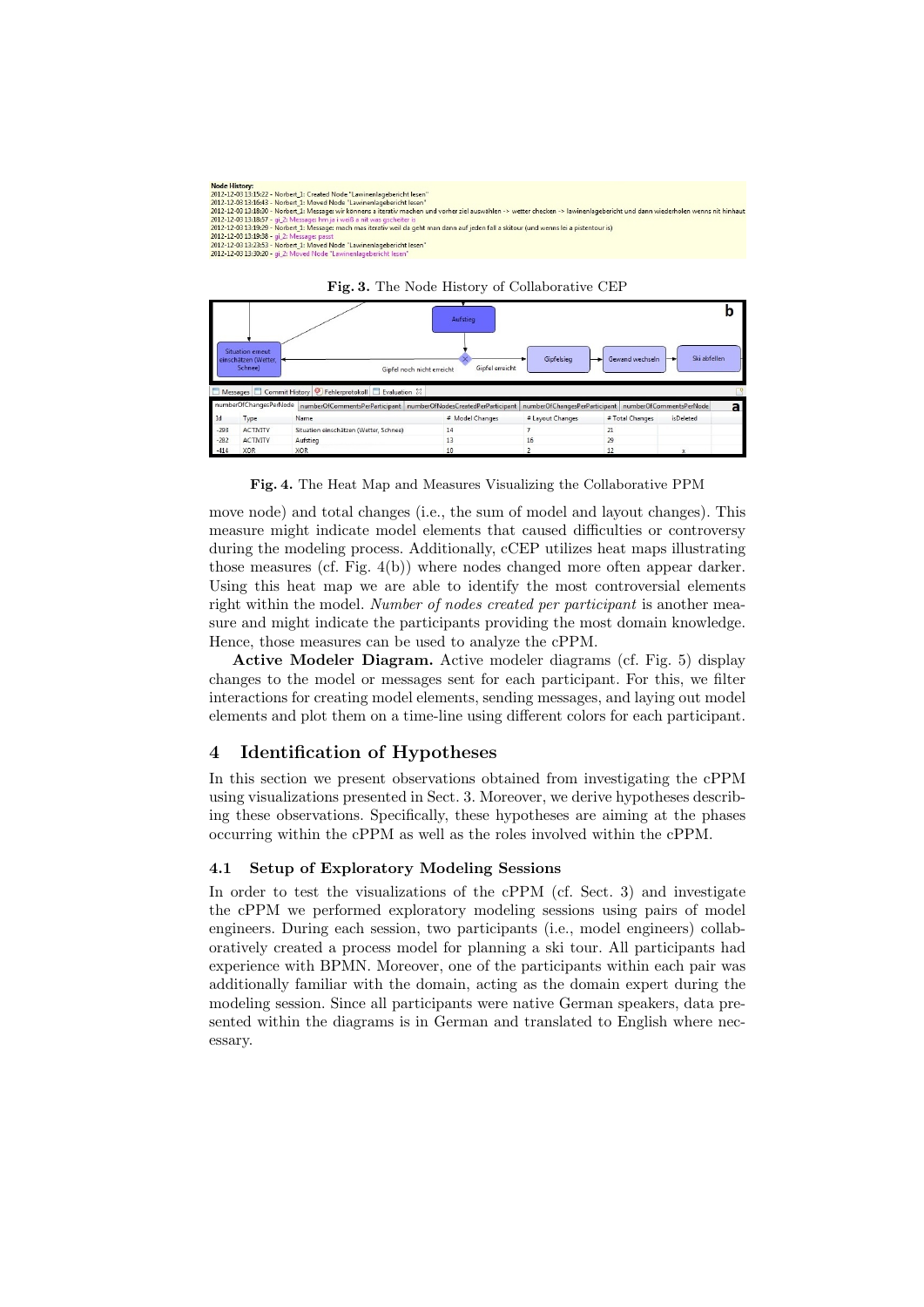Node History:
2012-12-03 13:15:22 - Norbert_1: Created Node "Lawinenlagebericht lesen"
2012-12-03 13:16:43 - Norbert_1: Moved Node "Lawinenlagebericht lesen"
2012-12-03 13:18:00 - Norbert_1: Message: wir könnens a iterativ machen und vorher ziel auswählen -> wetter checken -> lawinenlagebericht und dann wiederholen wenns nit hinhaut
2012-12-03 13:18:57 - gi_2: Message: hm je i weiß a nit was gscheiter is
2012-12-03 13:19:29 - Norbert_1: Message: mach mas iterativ weil da geht man dann auf jeden fall a skitour (und wenns lei a pistentour is)
2012-12-03 13:19:38 - gi_2: Message: passt
2012-12-03 13:23:53 - Norbert_1: Moved Node "Lawinenlagebericht lesen"
2012-12-03 13:30:20 - gi_2: Moved Node "Lawinenlagebericht lesen"

**Fig. 3.** The Node History of Collaborative CEP

| Id | Type | Name | # Model Changes | # Layout Changes | # Total Changes | isDeleted |
|---|---|---|---|---|---|---|
| -293 | ACTIVITY | Situation einschätzen (Wetter, Schnee) | 14 | 7 | 21 | |
| -282 | ACTIVITY | Aufstieg | 13 | 16 | 29 | |
| -414 | XOR | XOR | 10 | 2 | 12 | x |

**Fig. 4.** The Heat Map and Measures Visualizing the Collaborative PPM

move node) and total changes (i.e., the sum of model and layout changes). This measure might indicate model elements that caused difficulties or controversy during the modeling process. Additionally, cCEP utilizes heat maps illustrating those measures (cf. Fig. 4(b)) where nodes changed more often appear darker. Using this heat map we are able to identify the most controversial elements right within the model. *Number of nodes created per participant* is another measure and might indicate the participants providing the most domain knowledge. Hence, those measures can be used to analyze the cPPM.

**Active Modeler Diagram.** Active modeler diagrams (cf. Fig. 5) display changes to the model or messages sent for each participant. For this, we filter interactions for creating model elements, sending messages, and laying out model elements and plot them on a time-line using different colors for each participant.

## 4 Identification of Hypotheses

In this section we present observations obtained from investigating the cPPM using visualizations presented in Sect. 3. Moreover, we derive hypotheses describing these observations. Specifically, these hypotheses are aiming at the phases occurring within the cPPM as well as the roles involved within the cPPM.

### 4.1 Setup of Exploratory Modeling Sessions

In order to test the visualizations of the cPPM (cf. Sect. 3) and investigate the cPPM we performed exploratory modeling sessions using pairs of model engineers. During each session, two participants (i.e., model engineers) collaboratively created a process model for planning a ski tour. All participants had experience with BPMN. Moreover, one of the participants within each pair was additionally familiar with the domain, acting as the domain expert during the modeling session. Since all participants were native German speakers, data presented within the diagrams is in German and translated to English where necessary.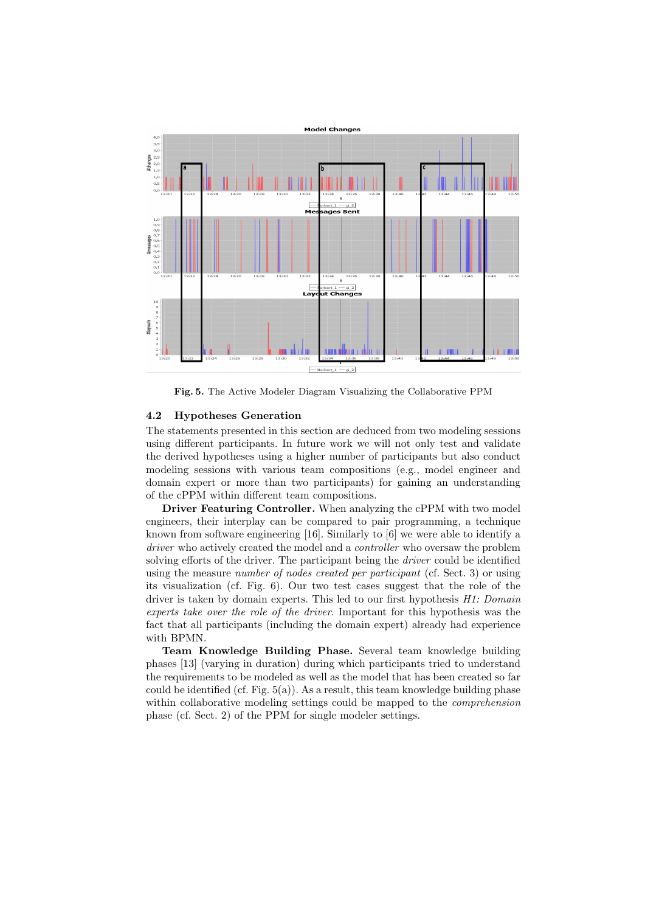**Fig. 5.** The Active Modeler Diagram Visualizing the Collaborative PPM

### 4.2 Hypotheses Generation

The statements presented in this section are deduced from two modeling sessions using different participants. In future work we will not only test and validate the derived hypotheses using a higher number of participants but also conduct modeling sessions with various team compositions (e.g., model engineer and domain expert or more than two participants) for gaining an understanding of the cPPM within different team compositions.

**Driver Featuring Controller.** When analyzing the cPPM with two model engineers, their interplay can be compared to pair programming, a technique known from software engineering [16]. Similarly to [6] we were able to identify a *driver* who actively created the model and a *controller* who oversaw the problem solving efforts of the driver. The participant being the *driver* could be identified using the measure *number of nodes created per participant* (cf. Sect. 3) or using its visualization (cf. Fig. 6). Our two test cases suggest that the role of the driver is taken by domain experts. This led to our first hypothesis *H1: Domain experts take over the role of the driver*. Important for this hypothesis was the fact that all participants (including the domain expert) already had experience with BPMN.

**Team Knowledge Building Phase.** Several team knowledge building phases [13] (varying in duration) during which participants tried to understand the requirements to be modeled as well as the model that has been created so far could be identified (cf. Fig. 5(a)). As a result, this team knowledge building phase within collaborative modeling settings could be mapped to the *comprehension* phase (cf. Sect. 2) of the PPM for single modeler settings.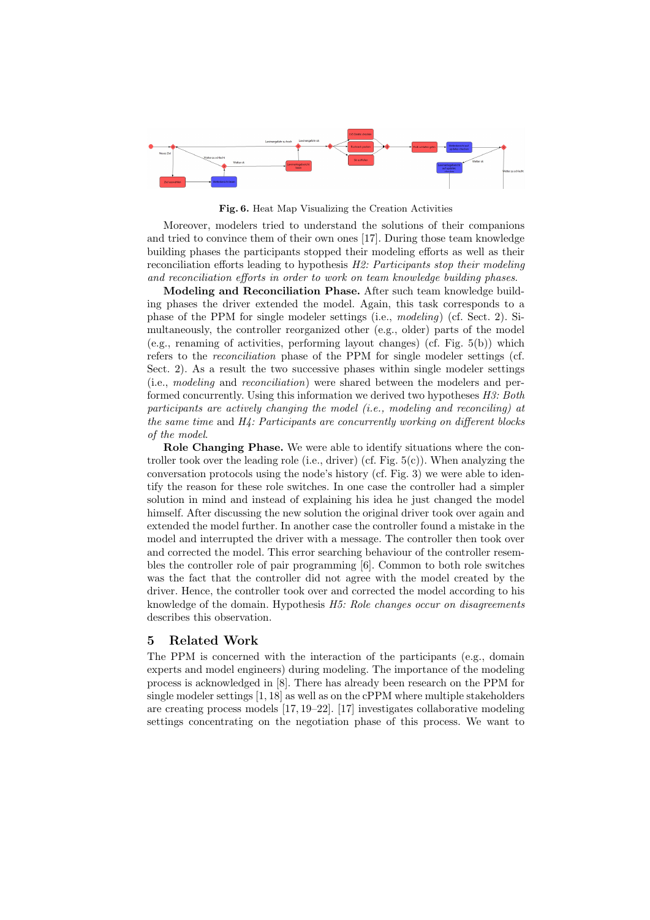**Fig. 6.** Heat Map Visualizing the Creation Activities

Moreover, modelers tried to understand the solutions of their companions and tried to convince them of their own ones [17]. During those team knowledge building phases the participants stopped their modeling efforts as well as their reconciliation efforts leading to hypothesis *H2: Participants stop their modeling and reconciliation efforts in order to work on team knowledge building phases*.

**Modeling and Reconciliation Phase.** After such team knowledge building phases the driver extended the model. Again, this task corresponds to a phase of the PPM for single modeler settings (i.e., *modeling*) (cf. Sect. 2). Simultaneously, the controller reorganized other (e.g., older) parts of the model (e.g., renaming of activities, performing layout changes) (cf. Fig. 5(b)) which refers to the *reconciliation* phase of the PPM for single modeler settings (cf. Sect. 2). As a result the two successive phases within single modeler settings (i.e., *modeling* and *reconciliation*) were shared between the modelers and performed concurrently. Using this information we derived two hypotheses *H3: Both participants are actively changing the model (i.e., modeling and reconciling) at the same time* and *H4: Participants are concurrently working on different blocks of the model*.

**Role Changing Phase.** We were able to identify situations where the controller took over the leading role (i.e., driver) (cf. Fig. 5(c)). When analyzing the conversation protocols using the node's history (cf. Fig. 3) we were able to identify the reason for these role switches. In one case the controller had a simpler solution in mind and instead of explaining his idea he just changed the model himself. After discussing the new solution the original driver took over again and extended the model further. In another case the controller found a mistake in the model and interrupted the driver with a message. The controller then took over and corrected the model. This error searching behaviour of the controller resembles the controller role of pair programming [6]. Common to both role switches was the fact that the controller did not agree with the model created by the driver. Hence, the controller took over and corrected the model according to his knowledge of the domain. Hypothesis *H5: Role changes occur on disagreements* describes this observation.

## 5 Related Work

The PPM is concerned with the interaction of the participants (e.g., domain experts and model engineers) during modeling. The importance of the modeling process is acknowledged in [8]. There has already been research on the PPM for single modeler settings [1, 18] as well as on the cPPM where multiple stakeholders are creating process models [17, 19–22]. [17] investigates collaborative modeling settings concentrating on the negotiation phase of this process. We want to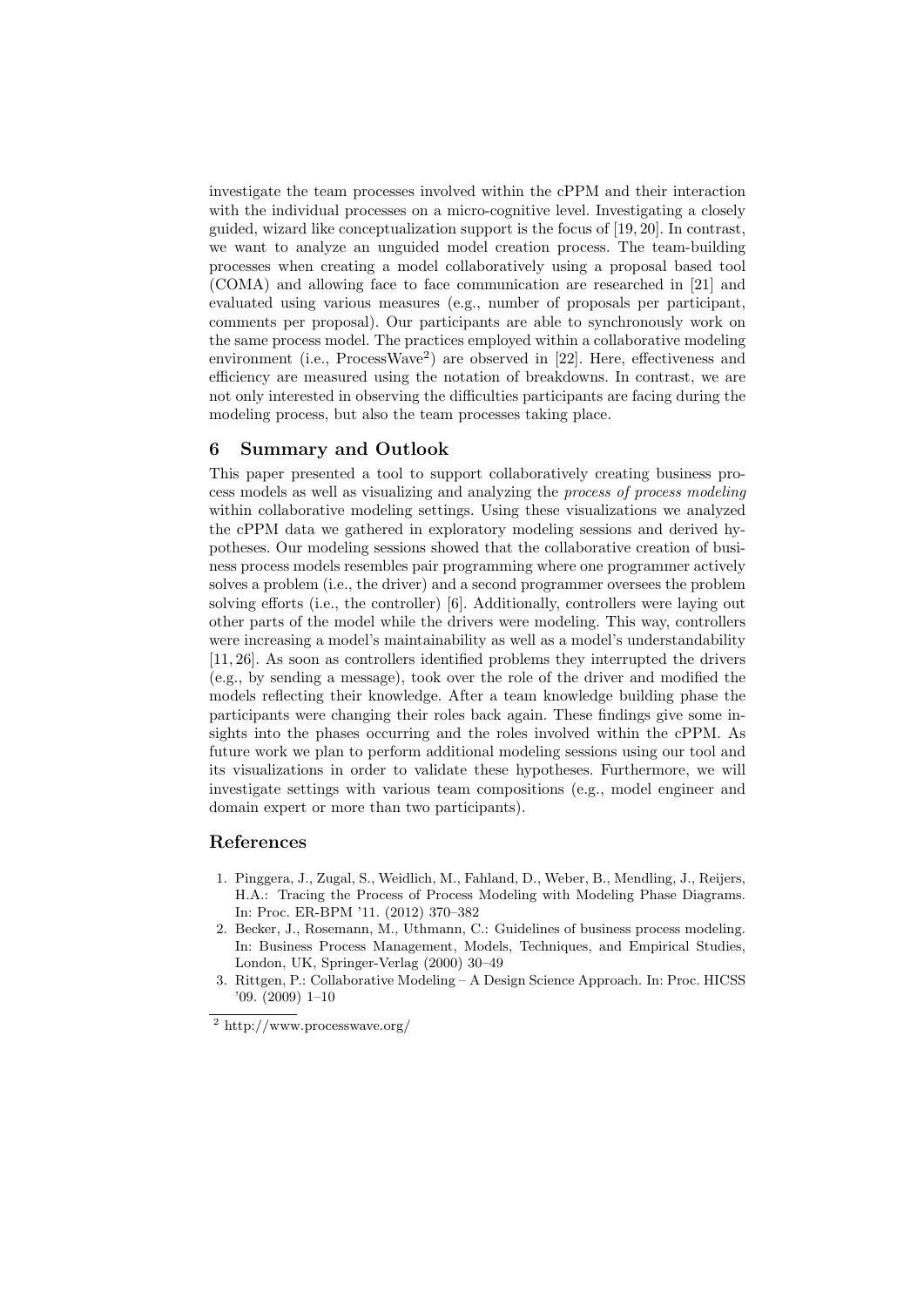investigate the team processes involved within the cPPM and their interaction with the individual processes on a micro-cognitive level. Investigating a closely guided, wizard like conceptualization support is the focus of [19, 20]. In contrast, we want to analyze an unguided model creation process. The team-building processes when creating a model collaboratively using a proposal based tool (COMA) and allowing face to face communication are researched in [21] and evaluated using various measures (e.g., number of proposals per participant, comments per proposal). Our participants are able to synchronously work on the same process model. The practices employed within a collaborative modeling environment (i.e., ProcessWave[2]) are observed in [22]. Here, effectiveness and efficiency are measured using the notation of breakdowns. In contrast, we are not only interested in observing the difficulties participants are facing during the modeling process, but also the team processes taking place.

## 6 Summary and Outlook

This paper presented a tool to support collaboratively creating business process models as well as visualizing and analyzing the *process of process modeling* within collaborative modeling settings. Using these visualizations we analyzed the cPPM data we gathered in exploratory modeling sessions and derived hypotheses. Our modeling sessions showed that the collaborative creation of business process models resembles pair programming where one programmer actively solves a problem (i.e., the driver) and a second programmer oversees the problem solving efforts (i.e., the controller) [6]. Additionally, controllers were laying out other parts of the model while the drivers were modeling. This way, controllers were increasing a model's maintainability as well as a model's understandability [11, 26]. As soon as controllers identified problems they interrupted the drivers (e.g., by sending a message), took over the role of the driver and modified the models reflecting their knowledge. After a team knowledge building phase the participants were changing their roles back again. These findings give some insights into the phases occurring and the roles involved within the cPPM. As future work we plan to perform additional modeling sessions using our tool and its visualizations in order to validate these hypotheses. Furthermore, we will investigate settings with various team compositions (e.g., model engineer and domain expert or more than two participants).

## References

1. Pinggera, J., Zugal, S., Weidlich, M., Fahland, D., Weber, B., Mendling, J., Reijers, H.A.: Tracing the Process of Process Modeling with Modeling Phase Diagrams. In: Proc. ER-BPM '11. (2012) 370–382
2. Becker, J., Rosemann, M., Uthmann, C.: Guidelines of business process modeling. In: Business Process Management, Models, Techniques, and Empirical Studies, London, UK, Springer-Verlag (2000) 30–49
3. Rittgen, P.: Collaborative Modeling – A Design Science Approach. In: Proc. HICSS '09. (2009) 1–10

[2] http://www.processwave.org/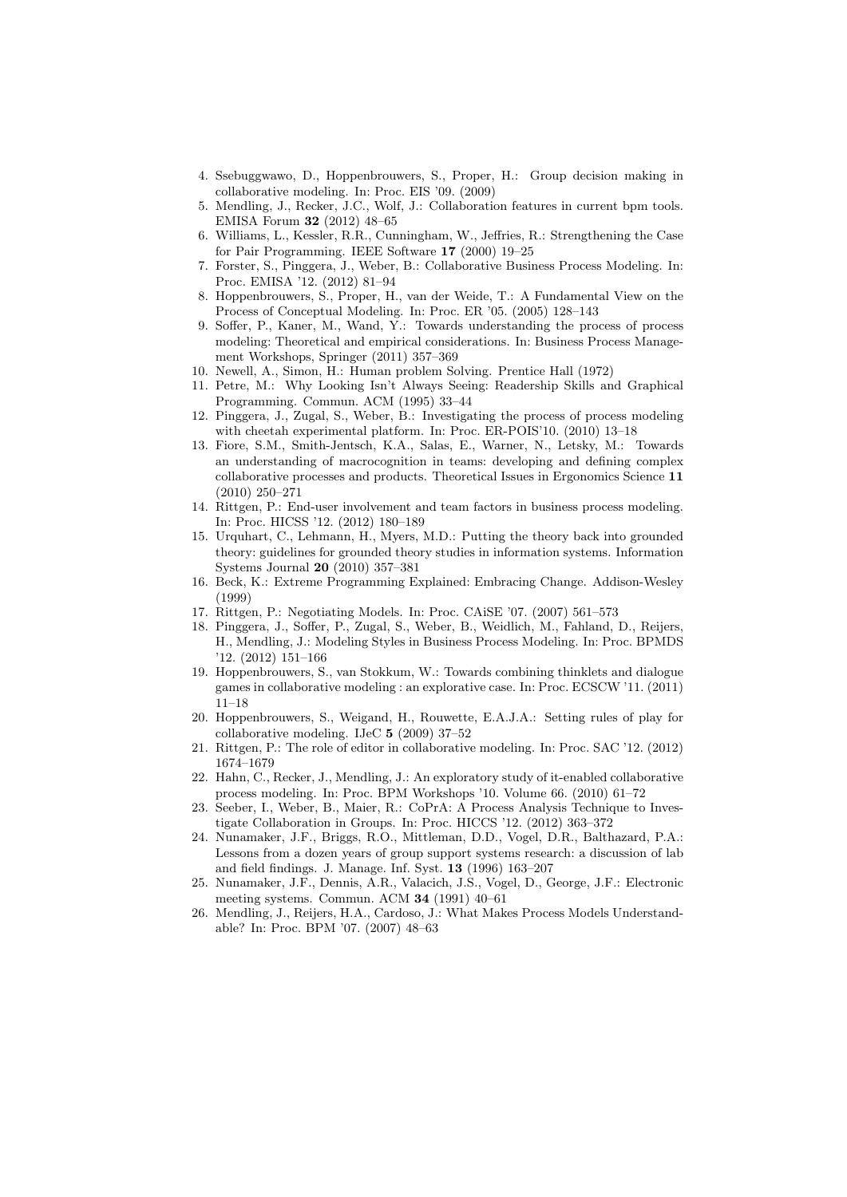4. Ssebuggwawo, D., Hoppenbrouwers, S., Proper, H.: Group decision making in collaborative modeling. In: Proc. EIS '09. (2009)
5. Mendling, J., Recker, J.C., Wolf, J.: Collaboration features in current bpm tools. EMISA Forum **32** (2012) 48–65
6. Williams, L., Kessler, R.R., Cunningham, W., Jeffries, R.: Strengthening the Case for Pair Programming. IEEE Software **17** (2000) 19–25
7. Forster, S., Pinggera, J., Weber, B.: Collaborative Business Process Modeling. In: Proc. EMISA '12. (2012) 81–94
8. Hoppenbrouwers, S., Proper, H., van der Weide, T.: A Fundamental View on the Process of Conceptual Modeling. In: Proc. ER '05. (2005) 128–143
9. Soffer, P., Kaner, M., Wand, Y.: Towards understanding the process of process modeling: Theoretical and empirical considerations. In: Business Process Management Workshops, Springer (2011) 357–369
10. Newell, A., Simon, H.: Human problem Solving. Prentice Hall (1972)
11. Petre, M.: Why Looking Isn't Always Seeing: Readership Skills and Graphical Programming. Commun. ACM (1995) 33–44
12. Pinggera, J., Zugal, S., Weber, B.: Investigating the process of process modeling with cheetah experimental platform. In: Proc. ER-POIS'10. (2010) 13–18
13. Fiore, S.M., Smith-Jentsch, K.A., Salas, E., Warner, N., Letsky, M.: Towards an understanding of macrocognition in teams: developing and defining complex collaborative processes and products. Theoretical Issues in Ergonomics Science **11** (2010) 250–271
14. Rittgen, P.: End-user involvement and team factors in business process modeling. In: Proc. HICSS '12. (2012) 180–189
15. Urquhart, C., Lehmann, H., Myers, M.D.: Putting the theory back into grounded theory: guidelines for grounded theory studies in information systems. Information Systems Journal **20** (2010) 357–381
16. Beck, K.: Extreme Programming Explained: Embracing Change. Addison-Wesley (1999)
17. Rittgen, P.: Negotiating Models. In: Proc. CAiSE '07. (2007) 561–573
18. Pinggera, J., Soffer, P., Zugal, S., Weber, B., Weidlich, M., Fahland, D., Reijers, H., Mendling, J.: Modeling Styles in Business Process Modeling. In: Proc. BPMDS '12. (2012) 151–166
19. Hoppenbrouwers, S., van Stokkum, W.: Towards combining thinklets and dialogue games in collaborative modeling : an explorative case. In: Proc. ECSCW '11. (2011) 11–18
20. Hoppenbrouwers, S., Weigand, H., Rouwette, E.A.J.A.: Setting rules of play for collaborative modeling. IJeC **5** (2009) 37–52
21. Rittgen, P.: The role of editor in collaborative modeling. In: Proc. SAC '12. (2012) 1674–1679
22. Hahn, C., Recker, J., Mendling, J.: An exploratory study of it-enabled collaborative process modeling. In: Proc. BPM Workshops '10. Volume 66. (2010) 61–72
23. Seeber, I., Weber, B., Maier, R.: CoPrA: A Process Analysis Technique to Investigate Collaboration in Groups. In: Proc. HICCS '12. (2012) 363–372
24. Nunamaker, J.F., Briggs, R.O., Mittleman, D.D., Vogel, D.R., Balthazard, P.A.: Lessons from a dozen years of group support systems research: a discussion of lab and field findings. J. Manage. Inf. Syst. **13** (1996) 163–207
25. Nunamaker, J.F., Dennis, A.R., Valacich, J.S., Vogel, D., George, J.F.: Electronic meeting systems. Commun. ACM **34** (1991) 40–61
26. Mendling, J., Reijers, H.A., Cardoso, J.: What Makes Process Models Understandable? In: Proc. BPM '07. (2007) 48–63